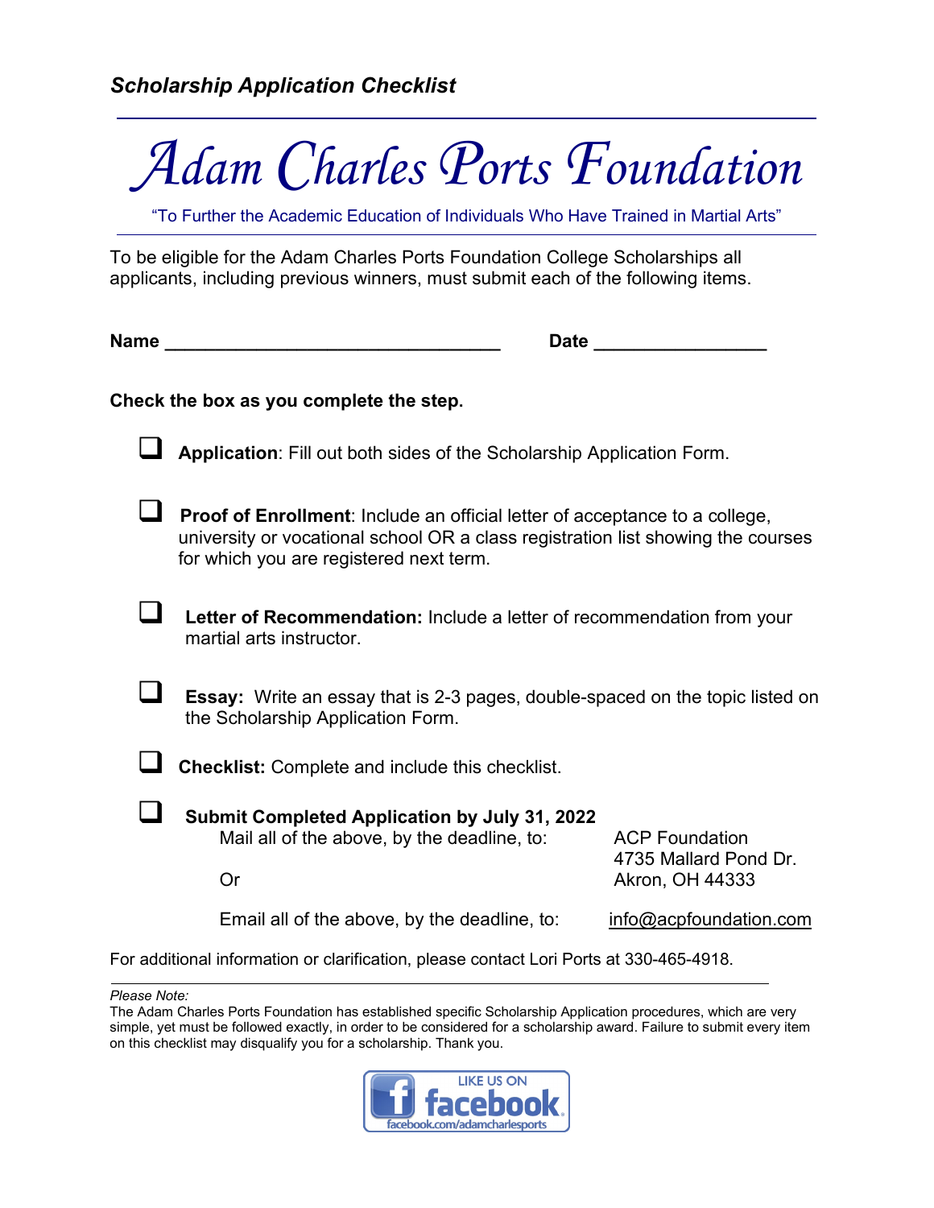*Scholarship Application Checklist*

# Adam Charles Ports Foundation

"To Further the Academic Education of Individuals Who Have Trained in Martial Arts"

To be eligible for the Adam Charles Ports Foundation College Scholarships all applicants, including previous winners, must submit each of the following items.

**Name** ________________________________ **Date** ________________

**Check the box as you complete the step.**

- ☐ **Application**: Fill out both sides of the Scholarship Application Form.
- ☐ **Proof of Enrollment**: Include an official letter of acceptance to a college, university or vocational school OR a class registration list showing the courses for which you are registered next term.
- ☐ **Letter of Recommendation:** Include a letter of recommendation from your martial arts instructor.
- ☐ **Essay:** Write an essay that is 2-3 pages, double-spaced on the topic listed on the Scholarship Application Form.
- ☐ **Checklist:** Complete and include this checklist.
- ☐ **Submit Completed Application by July 31, 2022**

  Mail all of the above, by the deadline, to:

  ACP Foundation
  4735 Mallard Pond Dr.
  Akron, OH 44333

  Or

  Email all of the above, by the deadline, to: info@acpfoundation.com

For additional information or clarification, please contact Lori Ports at 330-465-4918.

*Please Note:*
The Adam Charles Ports Foundation has established specific Scholarship Application procedures, which are very simple, yet must be followed exactly, in order to be considered for a scholarship award. Failure to submit every item on this checklist may disqualify you for a scholarship. Thank you.

LIKE US ON facebook
facebook.com/adamcharlesports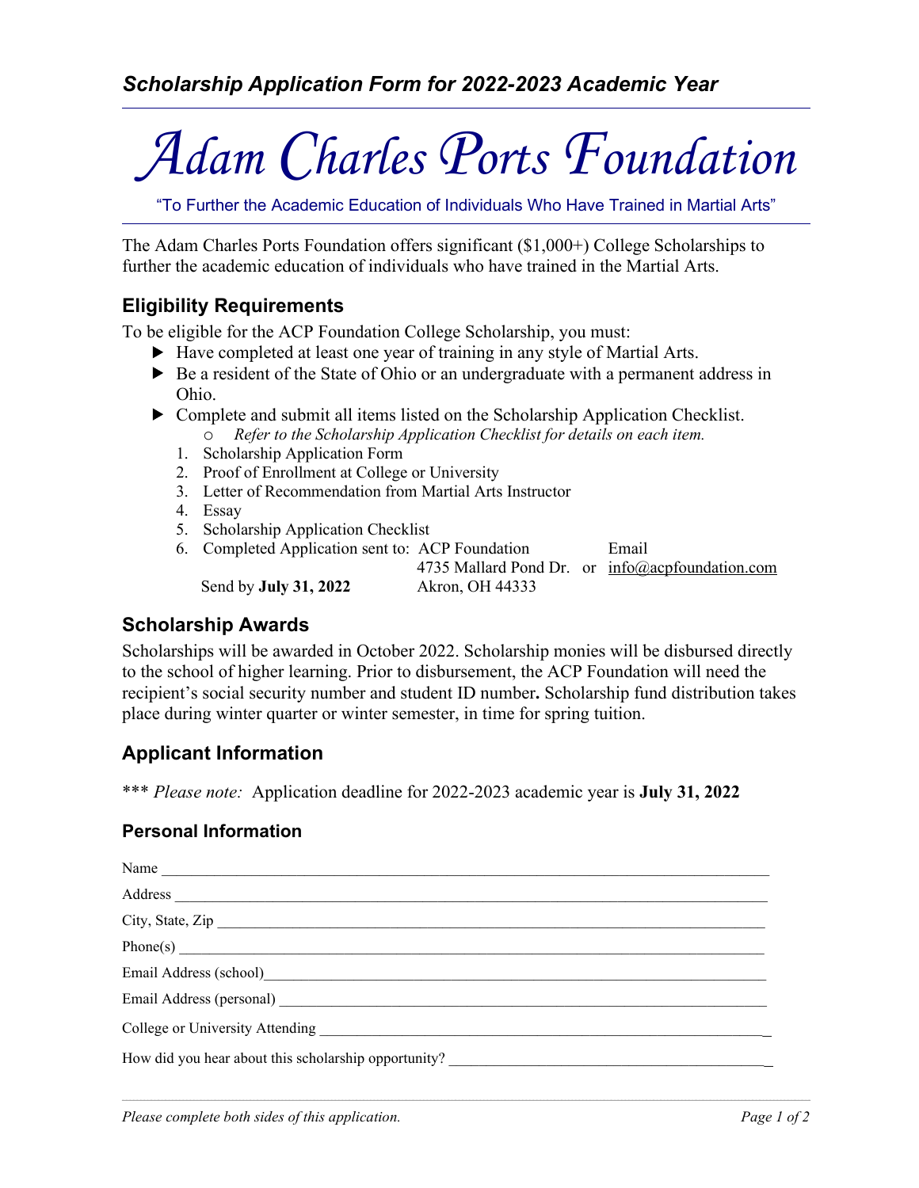*Scholarship Application Form for 2022-2023 Academic Year*

# Adam Charles Ports Foundation

"To Further the Academic Education of Individuals Who Have Trained in Martial Arts"

The Adam Charles Ports Foundation offers significant ($1,000+) College Scholarships to further the academic education of individuals who have trained in the Martial Arts.

## Eligibility Requirements

To be eligible for the ACP Foundation College Scholarship, you must:

- Have completed at least one year of training in any style of Martial Arts.
- Be a resident of the State of Ohio or an undergraduate with a permanent address in Ohio.
- Complete and submit all items listed on the Scholarship Application Checklist.
  - *Refer to the Scholarship Application Checklist for details on each item.*

1. Scholarship Application Form
2. Proof of Enrollment at College or University
3. Letter of Recommendation from Martial Arts Instructor
4. Essay
5. Scholarship Application Checklist
6. Completed Application sent to: ACP Foundation, 4735 Mallard Pond Dr., Akron, OH 44333 or Email info@acpfoundation.com

Send by **July 31, 2022**

## Scholarship Awards

Scholarships will be awarded in October 2022. Scholarship monies will be disbursed directly to the school of higher learning. Prior to disbursement, the ACP Foundation will need the recipient's social security number and student ID number**.** Scholarship fund distribution takes place during winter quarter or winter semester, in time for spring tuition.

## Applicant Information

\*\*\* *Please note:* Application deadline for 2022-2023 academic year is **July 31, 2022**

### Personal Information

Name ______________________________________________

Address ______________________________________________

City, State, Zip ______________________________________________

Phone(s) ______________________________________________

Email Address (school) ______________________________________________

Email Address (personal) ______________________________________________

College or University Attending ______________________________________________

How did you hear about this scholarship opportunity? ______________________________________________

*Please complete both sides of this application.*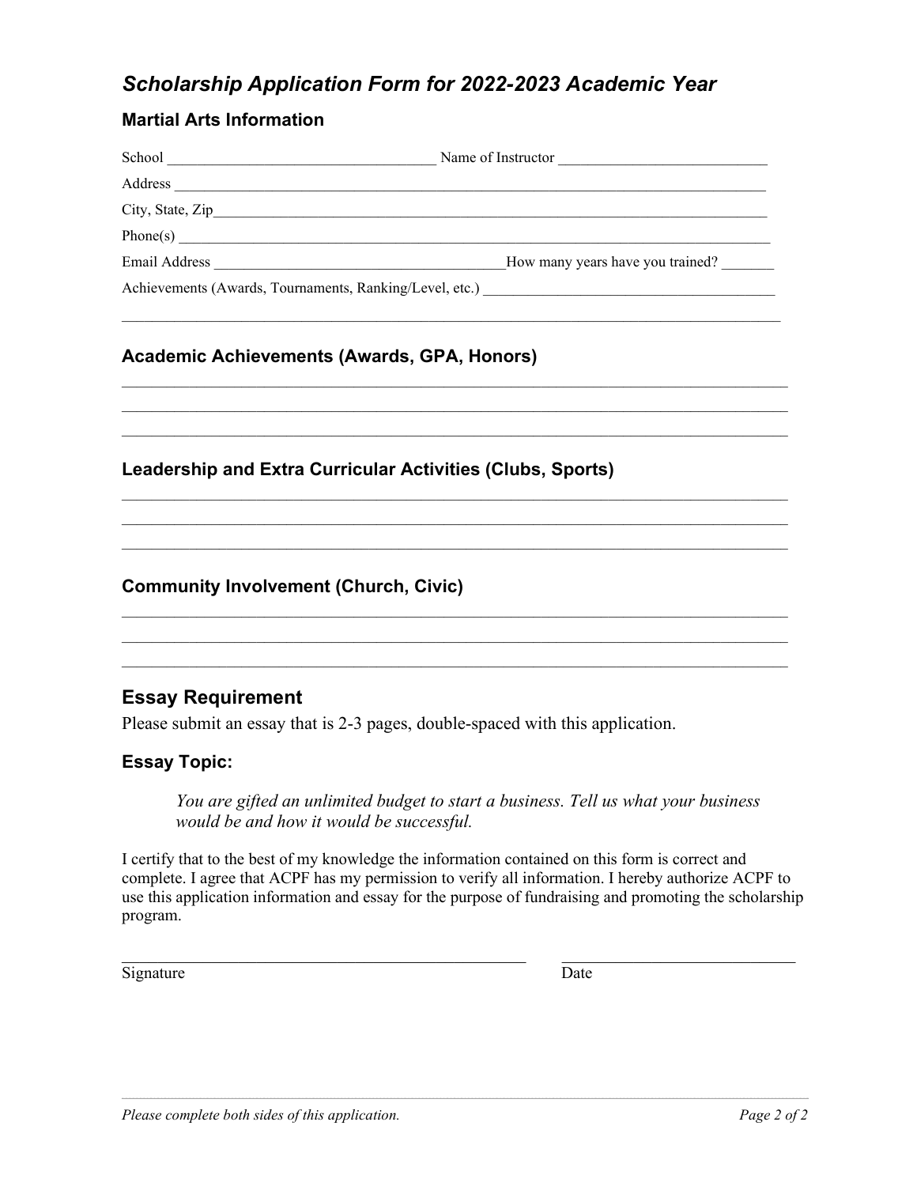# *Scholarship Application Form for 2022-2023 Academic Year*

## Martial Arts Information

School ___________________________________ Name of Instructor ___________________________

Address ______________________________________________________________________________

City, State, Zip_______________________________________________________________________

Phone(s) _____________________________________________________________________________

Email Address ______________________________________How many years have you trained? _______

Achievements (Awards, Tournaments, Ranking/Level, etc.) _______________________________________

______________________________________________________________________________________

## Academic Achievements (Awards, GPA, Honors)

______________________________________________________________________________________

______________________________________________________________________________________

______________________________________________________________________________________

## Leadership and Extra Curricular Activities (Clubs, Sports)

______________________________________________________________________________________

______________________________________________________________________________________

______________________________________________________________________________________

## Community Involvement (Church, Civic)

______________________________________________________________________________________

______________________________________________________________________________________

______________________________________________________________________________________

## Essay Requirement

Please submit an essay that is 2-3 pages, double-spaced with this application.

### Essay Topic:

*You are gifted an unlimited budget to start a business. Tell us what your business would be and how it would be successful.*

I certify that to the best of my knowledge the information contained on this form is correct and complete. I agree that ACPF has my permission to verify all information. I hereby authorize ACPF to use this application information and essay for the purpose of fundraising and promoting the scholarship program.

_______________________________________________ ____________________________

Signature Date

*Please complete both sides of this application.*